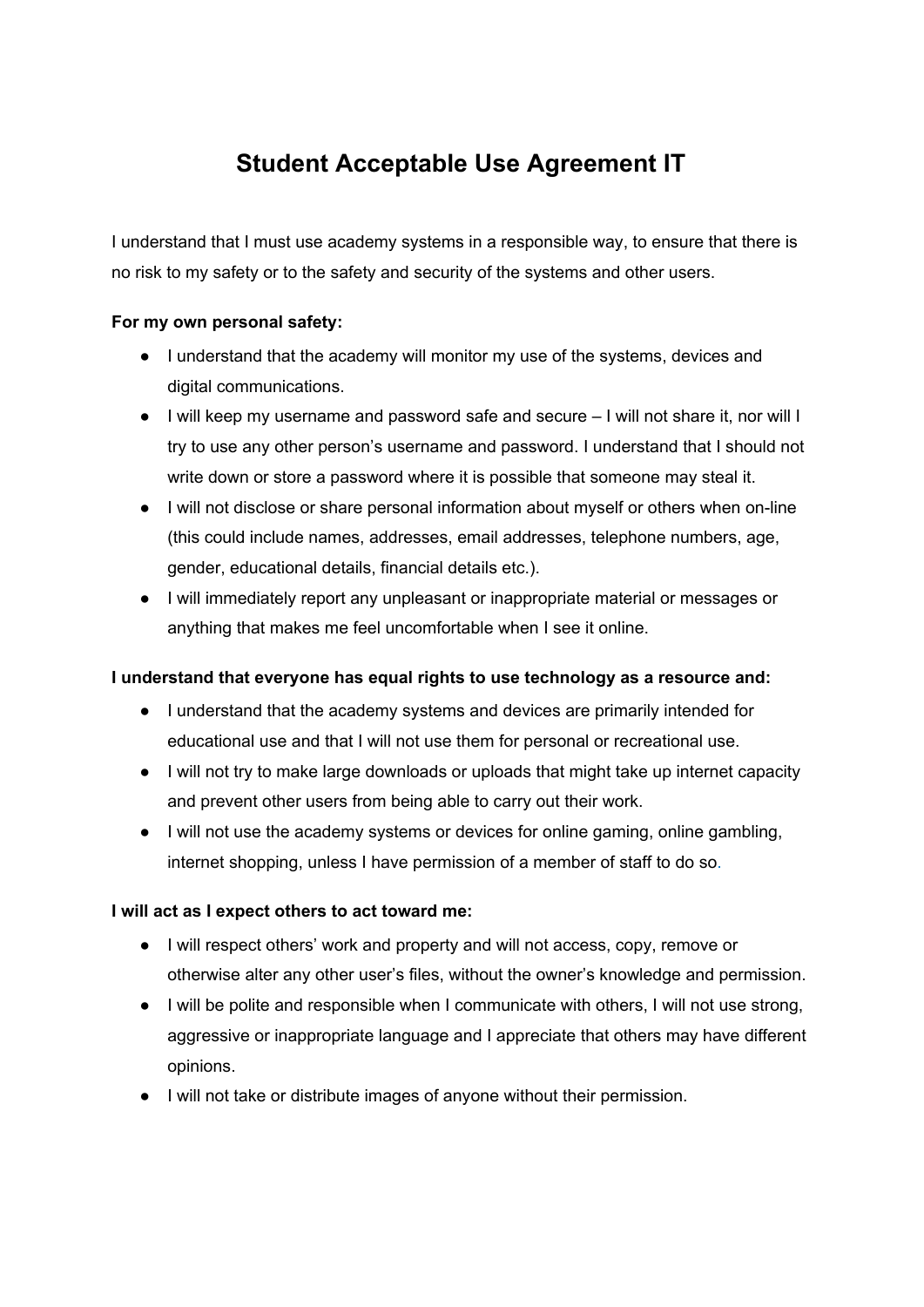# Student Acceptable Use Agreement IT

I understand that I must use academy systems in a responsible way, to ensure that there is no risk to my safety or to the safety and security of the systems and other users.

**For my own personal safety:**

- I understand that the academy will monitor my use of the systems, devices and digital communications.
- I will keep my username and password safe and secure – I will not share it, nor will I try to use any other person's username and password. I understand that I should not write down or store a password where it is possible that someone may steal it.
- I will not disclose or share personal information about myself or others when on-line (this could include names, addresses, email addresses, telephone numbers, age, gender, educational details, financial details etc.).
- I will immediately report any unpleasant or inappropriate material or messages or anything that makes me feel uncomfortable when I see it online.

**I understand that everyone has equal rights to use technology as a resource and:**

- I understand that the academy systems and devices are primarily intended for educational use and that I will not use them for personal or recreational use.
- I will not try to make large downloads or uploads that might take up internet capacity and prevent other users from being able to carry out their work.
- I will not use the academy systems or devices for online gaming, online gambling, internet shopping, unless I have permission of a member of staff to do so.

**I will act as I expect others to act toward me:**

- I will respect others' work and property and will not access, copy, remove or otherwise alter any other user's files, without the owner's knowledge and permission.
- I will be polite and responsible when I communicate with others, I will not use strong, aggressive or inappropriate language and I appreciate that others may have different opinions.
- I will not take or distribute images of anyone without their permission.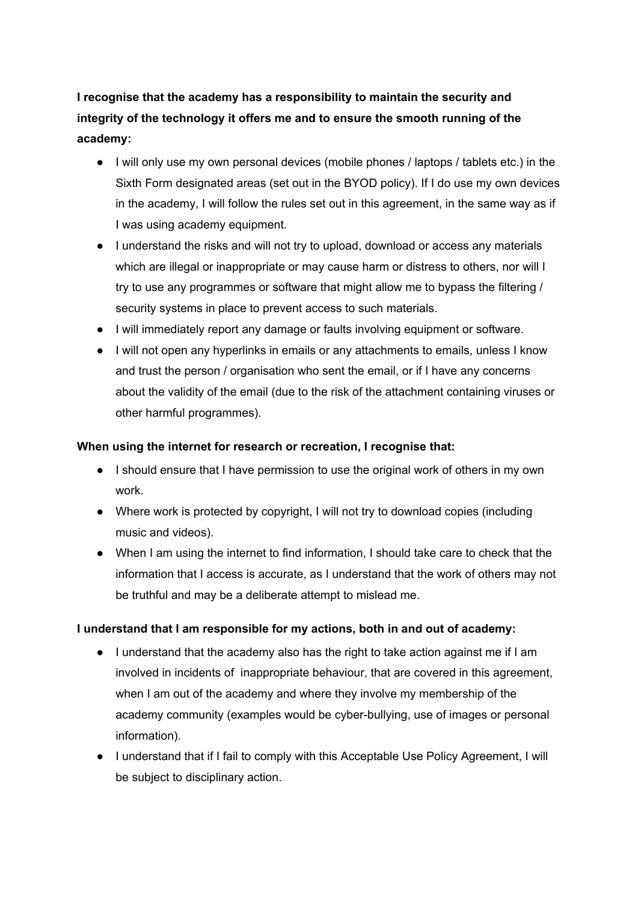**I recognise that the academy has a responsibility to maintain the security and integrity of the technology it offers me and to ensure the smooth running of the academy:**

- I will only use my own personal devices (mobile phones / laptops / tablets etc.) in the Sixth Form designated areas (set out in the BYOD policy). If I do use my own devices in the academy, I will follow the rules set out in this agreement, in the same way as if I was using academy equipment.
- I understand the risks and will not try to upload, download or access any materials which are illegal or inappropriate or may cause harm or distress to others, nor will I try to use any programmes or software that might allow me to bypass the filtering / security systems in place to prevent access to such materials.
- I will immediately report any damage or faults involving equipment or software.
- I will not open any hyperlinks in emails or any attachments to emails, unless I know and trust the person / organisation who sent the email, or if I have any concerns about the validity of the email (due to the risk of the attachment containing viruses or other harmful programmes).

**When using the internet for research or recreation, I recognise that:**

- I should ensure that I have permission to use the original work of others in my own work.
- Where work is protected by copyright, I will not try to download copies (including music and videos).
- When I am using the internet to find information, I should take care to check that the information that I access is accurate, as I understand that the work of others may not be truthful and may be a deliberate attempt to mislead me.

**I understand that I am responsible for my actions, both in and out of academy:**

- I understand that the academy also has the right to take action against me if I am involved in incidents of inappropriate behaviour, that are covered in this agreement, when I am out of the academy and where they involve my membership of the academy community (examples would be cyber-bullying, use of images or personal information).
- I understand that if I fail to comply with this Acceptable Use Policy Agreement, I will be subject to disciplinary action.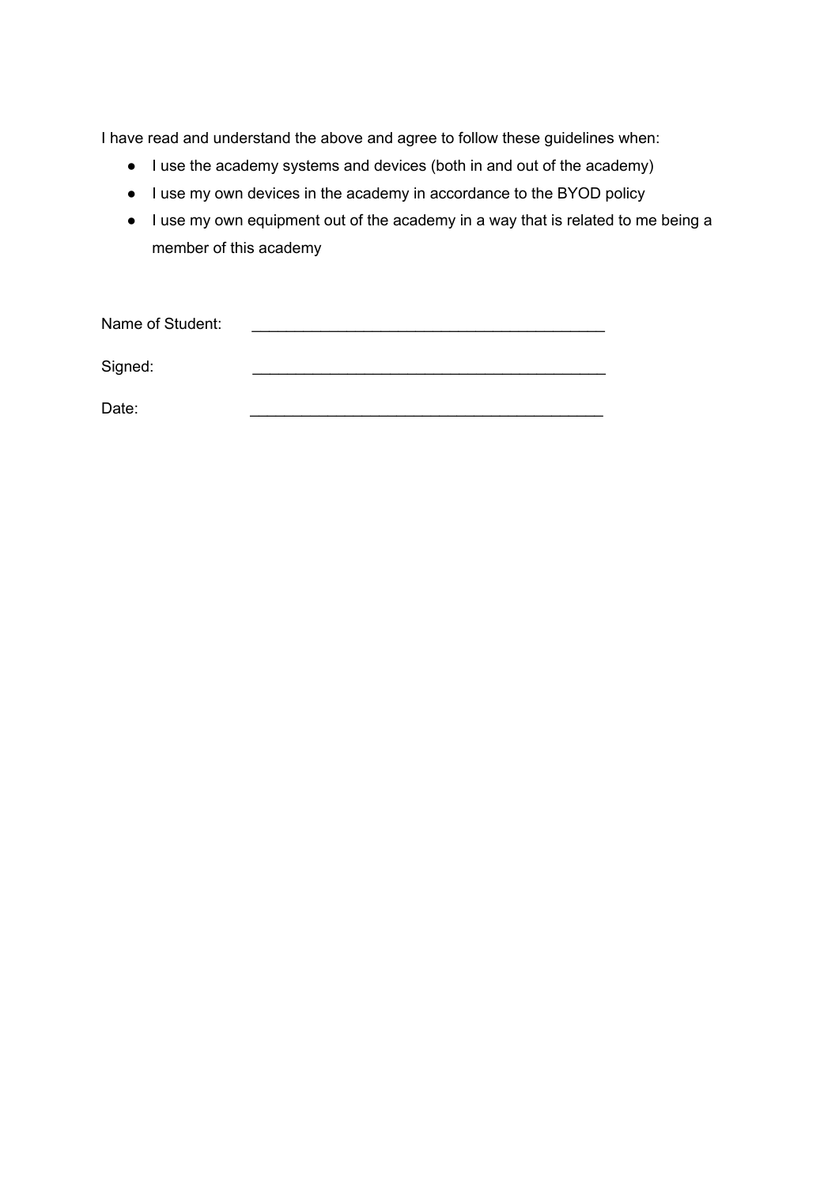I have read and understand the above and agree to follow these guidelines when:

- I use the academy systems and devices (both in and out of the academy)
- I use my own devices in the academy in accordance to the BYOD policy
- I use my own equipment out of the academy in a way that is related to me being a member of this academy

Name of Student: ________________________________________

Signed: ________________________________________

Date: ________________________________________